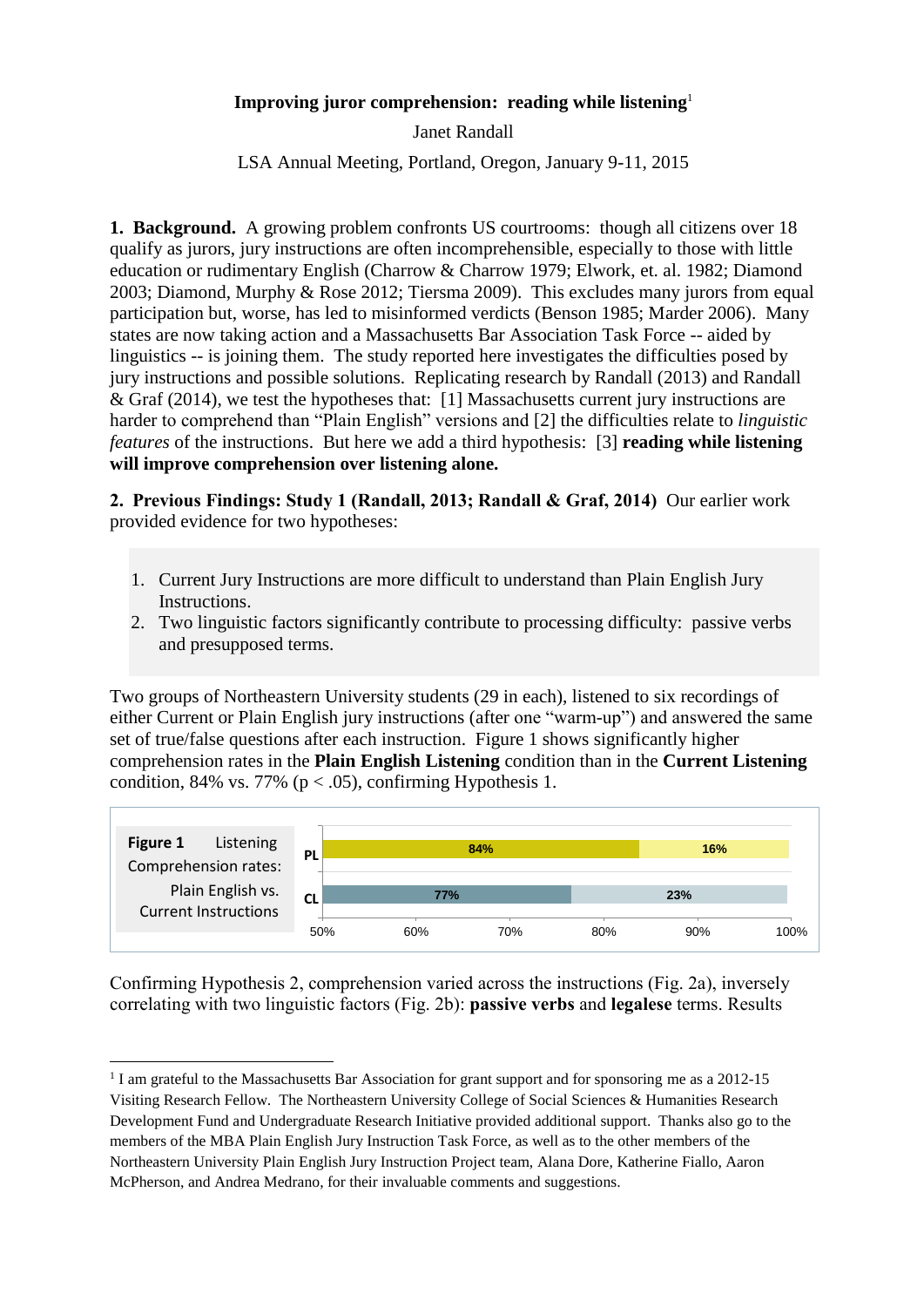**Improving juror comprehension: reading while listening**[1]

Janet Randall

LSA Annual Meeting, Portland, Oregon, January 9-11, 2015

**1. Background.** A growing problem confronts US courtrooms: though all citizens over 18 qualify as jurors, jury instructions are often incomprehensible, especially to those with little education or rudimentary English (Charrow & Charrow 1979; Elwork, et. al. 1982; Diamond 2003; Diamond, Murphy & Rose 2012; Tiersma 2009). This excludes many jurors from equal participation but, worse, has led to misinformed verdicts (Benson 1985; Marder 2006). Many states are now taking action and a Massachusetts Bar Association Task Force -- aided by linguistics -- is joining them. The study reported here investigates the difficulties posed by jury instructions and possible solutions. Replicating research by Randall (2013) and Randall & Graf (2014), we test the hypotheses that: [1] Massachusetts current jury instructions are harder to comprehend than "Plain English" versions and [2] the difficulties relate to *linguistic features* of the instructions. But here we add a third hypothesis: [3] **reading while listening will improve comprehension over listening alone.**

**2. Previous Findings: Study 1 (Randall, 2013; Randall & Graf, 2014)** Our earlier work provided evidence for two hypotheses:

1. Current Jury Instructions are more difficult to understand than Plain English Jury Instructions.
2. Two linguistic factors significantly contribute to processing difficulty: passive verbs and presupposed terms.

Two groups of Northeastern University students (29 in each), listened to six recordings of either Current or Plain English jury instructions (after one "warm-up") and answered the same set of true/false questions after each instruction. Figure 1 shows significantly higher comprehension rates in the **Plain English Listening** condition than in the **Current Listening** condition, 84% vs. 77% ($p < .05$), confirming Hypothesis 1.

**Figure 1** Listening Comprehension rates: Plain English vs. Current Instructions

| | Correct | Incorrect |
|---|---|---|
| PL | 84% | 16% |
| CL | 77% | 23% |

Confirming Hypothesis 2, comprehension varied across the instructions (Fig. 2a), inversely correlating with two linguistic factors (Fig. 2b): **passive verbs** and **legalese** terms. Results

[1] I am grateful to the Massachusetts Bar Association for grant support and for sponsoring me as a 2012-15 Visiting Research Fellow. The Northeastern University College of Social Sciences & Humanities Research Development Fund and Undergraduate Research Initiative provided additional support. Thanks also go to the members of the MBA Plain English Jury Instruction Task Force, as well as to the other members of the Northeastern University Plain English Jury Instruction Project team, Alana Dore, Katherine Fiallo, Aaron McPherson, and Andrea Medrano, for their invaluable comments and suggestions.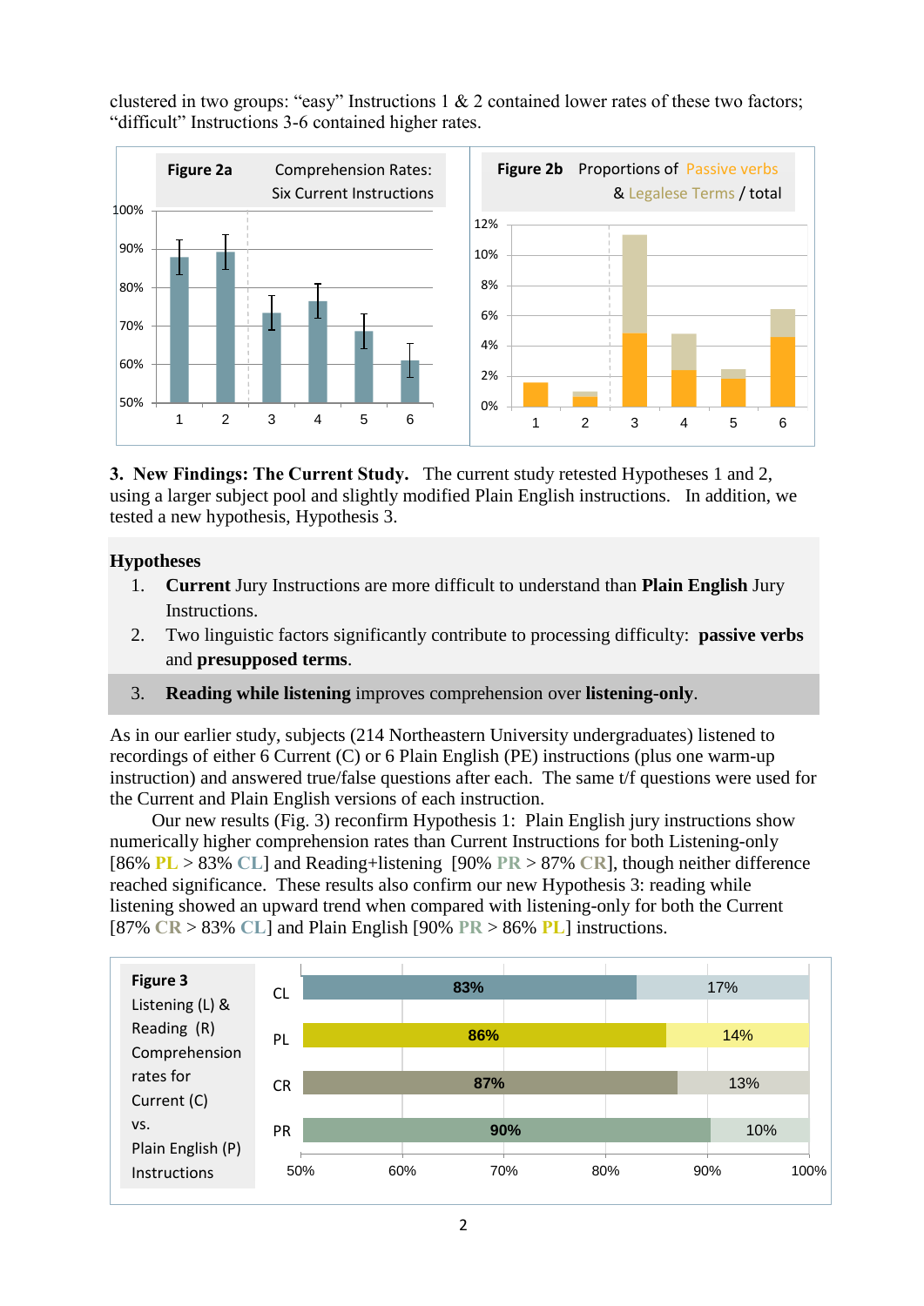clustered in two groups: "easy" Instructions 1 & 2 contained lower rates of these two factors; "difficult" Instructions 3-6 contained higher rates.

**Figure 2a** Comprehension Rates: Six Current Instructions

**Figure 2b** Proportions of Passive verbs & Legalese Terms / total

**3. New Findings: The Current Study.** The current study retested Hypotheses 1 and 2, using a larger subject pool and slightly modified Plain English instructions. In addition, we tested a new hypothesis, Hypothesis 3.

**Hypotheses**

1. **Current** Jury Instructions are more difficult to understand than **Plain English** Jury Instructions.
2. Two linguistic factors significantly contribute to processing difficulty: **passive verbs** and **presupposed terms**.
3. **Reading while listening** improves comprehension over **listening-only**.

As in our earlier study, subjects (214 Northeastern University undergraduates) listened to recordings of either 6 Current (C) or 6 Plain English (PE) instructions (plus one warm-up instruction) and answered true/false questions after each. The same t/f questions were used for the Current and Plain English versions of each instruction.

Our new results (Fig. 3) reconfirm Hypothesis 1: Plain English jury instructions show numerically higher comprehension rates than Current Instructions for both Listening-only [86% PL > 83% CL] and Reading+listening [90% PR > 87% CR], though neither difference reached significance. These results also confirm our new Hypothesis 3: reading while listening showed an upward trend when compared with listening-only for both the Current [87% CR > 83% CL] and Plain English [90% PR > 86% PL] instructions.

**Figure 3** Listening (L) & Reading (R) Comprehension rates for Current (C) vs. Plain English (P) Instructions

| | Correct | Incorrect |
|---|---|---|
| CL | 83% | 17% |
| PL | 86% | 14% |
| CR | 87% | 13% |
| PR | 90% | 10% |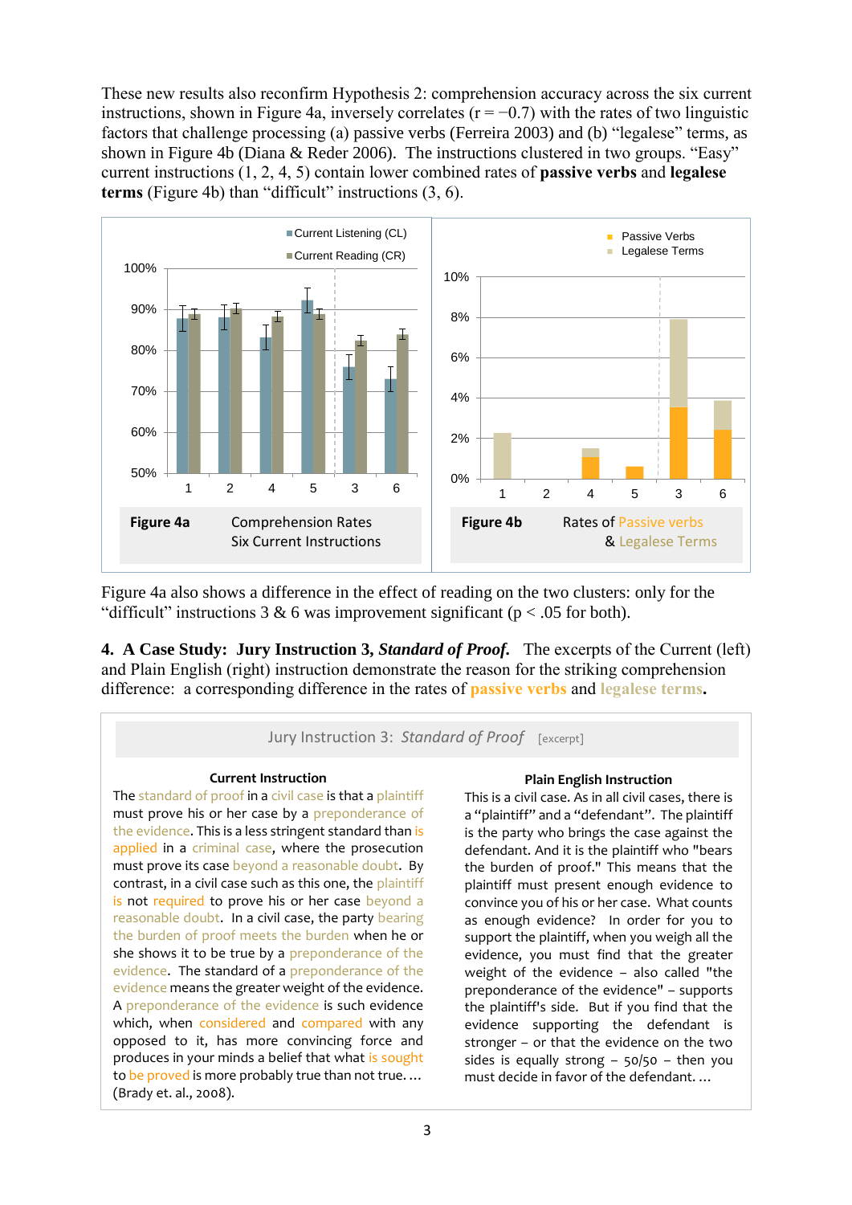These new results also reconfirm Hypothesis 2: comprehension accuracy across the six current instructions, shown in Figure 4a, inversely correlates ($r = -0.7$) with the rates of two linguistic factors that challenge processing (a) passive verbs (Ferreira 2003) and (b) "legalese" terms, as shown in Figure 4b (Diana & Reder 2006). The instructions clustered in two groups. "Easy" current instructions (1, 2, 4, 5) contain lower combined rates of **passive verbs** and **legalese terms** (Figure 4b) than "difficult" instructions (3, 6).

**Figure 4a** Comprehension Rates Six Current Instructions

**Figure 4b** Rates of Passive verbs & Legalese Terms

Figure 4a also shows a difference in the effect of reading on the two clusters: only for the "difficult" instructions 3 & 6 was improvement significant ($p < .05$ for both).

**4. A Case Study: Jury Instruction 3, *Standard of Proof.*** The excerpts of the Current (left) and Plain English (right) instruction demonstrate the reason for the striking comprehension difference: a corresponding difference in the rates of **passive verbs** and **legalese terms**.

Jury Instruction 3: *Standard of Proof* [excerpt]

**Current Instruction**

The standard of proof in a civil case is that a plaintiff must prove his or her case by a preponderance of the evidence. This is a less stringent standard than is applied in a criminal case, where the prosecution must prove its case beyond a reasonable doubt. By contrast, in a civil case such as this one, the plaintiff is not required to prove his or her case beyond a reasonable doubt. In a civil case, the party bearing the burden of proof meets the burden when he or she shows it to be true by a preponderance of the evidence. The standard of a preponderance of the evidence means the greater weight of the evidence. A preponderance of the evidence is such evidence which, when considered and compared with any opposed to it, has more convincing force and produces in your minds a belief that what is sought to be proved is more probably true than not true. … (Brady et. al., 2008).

**Plain English Instruction**

This is a civil case. As in all civil cases, there is a "plaintiff" and a "defendant". The plaintiff is the party who brings the case against the defendant. And it is the plaintiff who "bears the burden of proof." This means that the plaintiff must present enough evidence to convince you of his or her case. What counts as enough evidence? In order for you to support the plaintiff, when you weigh all the evidence, you must find that the greater weight of the evidence – also called "the preponderance of the evidence" – supports the plaintiff's side. But if you find that the evidence supporting the defendant is stronger – or that the evidence on the two sides is equally strong – 50/50 – then you must decide in favor of the defendant. …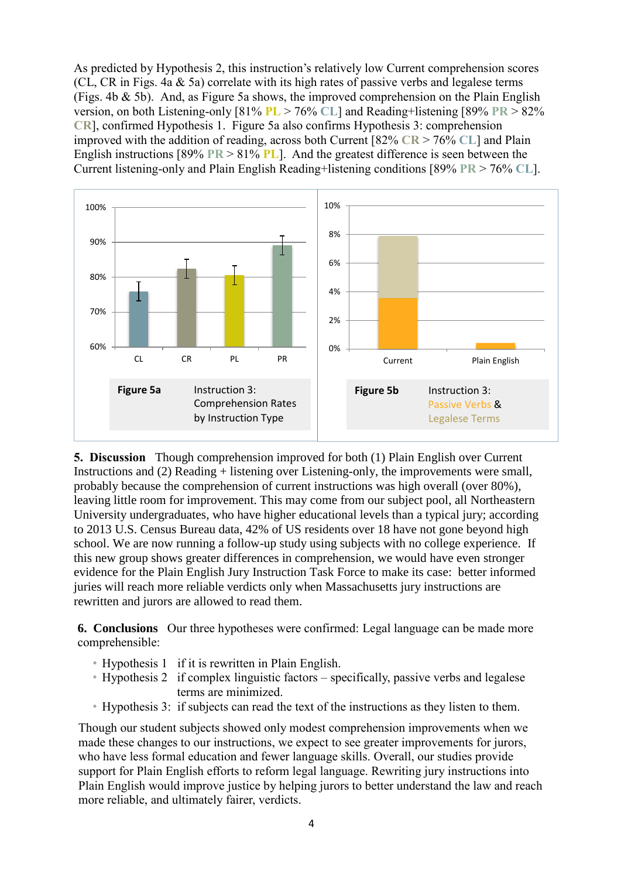As predicted by Hypothesis 2, this instruction's relatively low Current comprehension scores (CL, CR in Figs. 4a & 5a) correlate with its high rates of passive verbs and legalese terms (Figs. 4b & 5b). And, as Figure 5a shows, the improved comprehension on the Plain English version, on both Listening-only [81% PL > 76% CL] and Reading+listening [89% PR > 82% CR], confirmed Hypothesis 1. Figure 5a also confirms Hypothesis 3: comprehension improved with the addition of reading, across both Current [82% CR > 76% CL] and Plain English instructions [89% PR > 81% PL]. And the greatest difference is seen between the Current listening-only and Plain English Reading+listening conditions [89% PR > 76% CL].

**Figure 5a** Instruction 3: Comprehension Rates by Instruction Type

**Figure 5b** Instruction 3: Passive Verbs & Legalese Terms

**5. Discussion** Though comprehension improved for both (1) Plain English over Current Instructions and (2) Reading + listening over Listening-only, the improvements were small, probably because the comprehension of current instructions was high overall (over 80%), leaving little room for improvement. This may come from our subject pool, all Northeastern University undergraduates, who have higher educational levels than a typical jury; according to 2013 U.S. Census Bureau data, 42% of US residents over 18 have not gone beyond high school. We are now running a follow-up study using subjects with no college experience. If this new group shows greater differences in comprehension, we would have even stronger evidence for the Plain English Jury Instruction Task Force to make its case: better informed juries will reach more reliable verdicts only when Massachusetts jury instructions are rewritten and jurors are allowed to read them.

**6. Conclusions** Our three hypotheses were confirmed: Legal language can be made more comprehensible:

- Hypothesis 1 if it is rewritten in Plain English.
- Hypothesis 2 if complex linguistic factors – specifically, passive verbs and legalese terms are minimized.
- Hypothesis 3: if subjects can read the text of the instructions as they listen to them.

Though our student subjects showed only modest comprehension improvements when we made these changes to our instructions, we expect to see greater improvements for jurors, who have less formal education and fewer language skills. Overall, our studies provide support for Plain English efforts to reform legal language. Rewriting jury instructions into Plain English would improve justice by helping jurors to better understand the law and reach more reliable, and ultimately fairer, verdicts.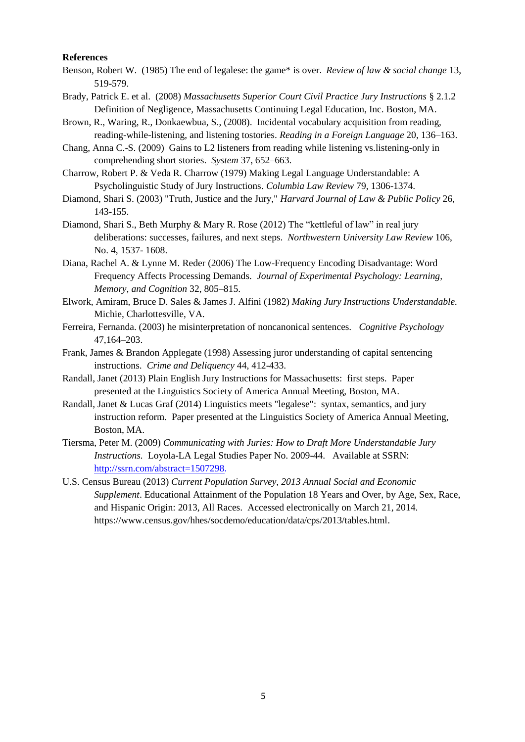**References**

Benson, Robert W. (1985) The end of legalese: the game* is over. *Review of law & social change* 13, 519-579.

Brady, Patrick E. et al. (2008) *Massachusetts Superior Court Civil Practice Jury Instructions* § 2.1.2 Definition of Negligence, Massachusetts Continuing Legal Education, Inc. Boston, MA.

Brown, R., Waring, R., Donkaewbua, S., (2008). Incidental vocabulary acquisition from reading, reading-while-listening, and listening tostories. *Reading in a Foreign Language* 20, 136–163.

Chang, Anna C.-S. (2009) Gains to L2 listeners from reading while listening vs.listening-only in comprehending short stories. *System* 37, 652–663.

Charrow, Robert P. & Veda R. Charrow (1979) Making Legal Language Understandable: A Psycholinguistic Study of Jury Instructions. *Columbia Law Review* 79, 1306-1374.

Diamond, Shari S. (2003) "Truth, Justice and the Jury," *Harvard Journal of Law & Public Policy* 26, 143-155.

Diamond, Shari S., Beth Murphy & Mary R. Rose (2012) The "kettleful of law" in real jury deliberations: successes, failures, and next steps. *Northwestern University Law Review* 106, No. 4, 1537- 1608.

Diana, Rachel A. & Lynne M. Reder (2006) The Low-Frequency Encoding Disadvantage: Word Frequency Affects Processing Demands. *Journal of Experimental Psychology: Learning, Memory, and Cognition* 32, 805–815.

Elwork, Amiram, Bruce D. Sales & James J. Alfini (1982) *Making Jury Instructions Understandable.* Michie, Charlottesville, VA.

Ferreira, Fernanda. (2003) he misinterpretation of noncanonical sentences. *Cognitive Psychology* 47,164–203.

Frank, James & Brandon Applegate (1998) Assessing juror understanding of capital sentencing instructions. *Crime and Deliquency* 44, 412-433.

Randall, Janet (2013) Plain English Jury Instructions for Massachusetts: first steps. Paper presented at the Linguistics Society of America Annual Meeting, Boston, MA.

Randall, Janet & Lucas Graf (2014) Linguistics meets "legalese": syntax, semantics, and jury instruction reform. Paper presented at the Linguistics Society of America Annual Meeting, Boston, MA.

Tiersma, Peter M. (2009) *Communicating with Juries: How to Draft More Understandable Jury Instructions.* Loyola-LA Legal Studies Paper No. 2009-44. Available at SSRN: http://ssrn.com/abstract=1507298.

U.S. Census Bureau (2013) *Current Population Survey, 2013 Annual Social and Economic Supplement*. Educational Attainment of the Population 18 Years and Over, by Age, Sex, Race, and Hispanic Origin: 2013, All Races. Accessed electronically on March 21, 2014. https://www.census.gov/hhes/socdemo/education/data/cps/2013/tables.html.